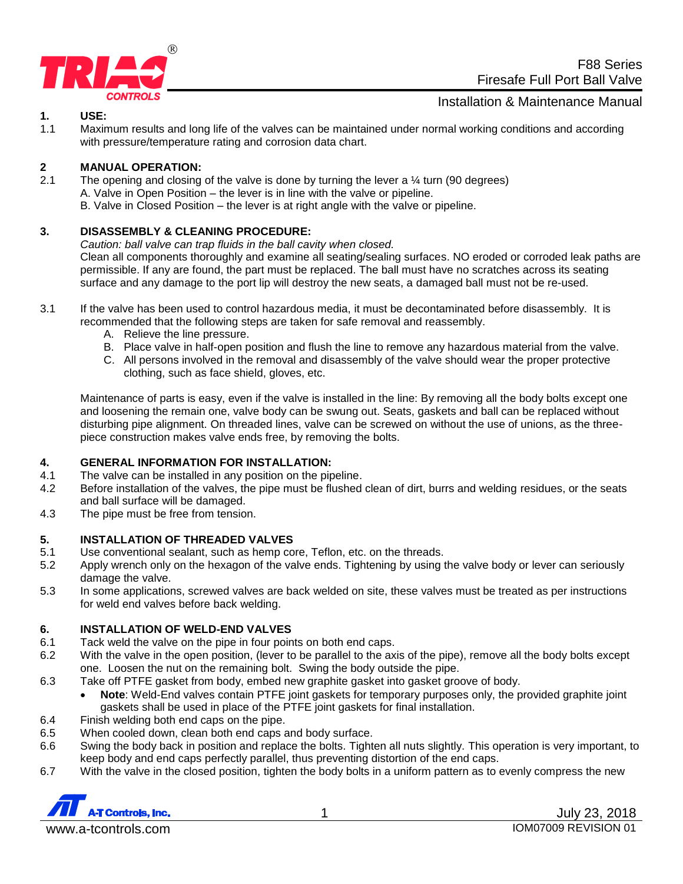# F88 Series
## Firesafe Full Port Ball Valve
### Installation & Maintenance Manual

**1. USE:**

1.1 Maximum results and long life of the valves can be maintained under normal working conditions and according with pressure/temperature rating and corrosion data chart.

**2 MANUAL OPERATION:**

2.1 The opening and closing of the valve is done by turning the lever a ¼ turn (90 degrees)
A. Valve in Open Position – the lever is in line with the valve or pipeline.
B. Valve in Closed Position – the lever is at right angle with the valve or pipeline.

**3. DISASSEMBLY & CLEANING PROCEDURE:**

*Caution: ball valve can trap fluids in the ball cavity when closed.*
Clean all components thoroughly and examine all seating/sealing surfaces. NO eroded or corroded leak paths are permissible. If any are found, the part must be replaced. The ball must have no scratches across its seating surface and any damage to the port lip will destroy the new seats, a damaged ball must not be re-used.

3.1 If the valve has been used to control hazardous media, it must be decontaminated before disassembly. It is recommended that the following steps are taken for safe removal and reassembly.

A. Relieve the line pressure.
B. Place valve in half-open position and flush the line to remove any hazardous material from the valve.
C. All persons involved in the removal and disassembly of the valve should wear the proper protective clothing, such as face shield, gloves, etc.

Maintenance of parts is easy, even if the valve is installed in the line: By removing all the body bolts except one and loosening the remain one, valve body can be swung out. Seats, gaskets and ball can be replaced without disturbing pipe alignment. On threaded lines, valve can be screwed on without the use of unions, as the three-piece construction makes valve ends free, by removing the bolts.

**4. GENERAL INFORMATION FOR INSTALLATION:**

4.1 The valve can be installed in any position on the pipeline.
4.2 Before installation of the valves, the pipe must be flushed clean of dirt, burrs and welding residues, or the seats and ball surface will be damaged.
4.3 The pipe must be free from tension.

**5. INSTALLATION OF THREADED VALVES**

5.1 Use conventional sealant, such as hemp core, Teflon, etc. on the threads.
5.2 Apply wrench only on the hexagon of the valve ends. Tightening by using the valve body or lever can seriously damage the valve.
5.3 In some applications, screwed valves are back welded on site, these valves must be treated as per instructions for weld end valves before back welding.

**6. INSTALLATION OF WELD-END VALVES**

6.1 Tack weld the valve on the pipe in four points on both end caps.
6.2 With the valve in the open position, (lever to be parallel to the axis of the pipe), remove all the body bolts except one. Loosen the nut on the remaining bolt. Swing the body outside the pipe.
6.3 Take off PTFE gasket from body, embed new graphite gasket into gasket groove of body.

- **Note**: Weld-End valves contain PTFE joint gaskets for temporary purposes only, the provided graphite joint gaskets shall be used in place of the PTFE joint gaskets for final installation.

6.4 Finish welding both end caps on the pipe.
6.5 When cooled down, clean both end caps and body surface.
6.6 Swing the body back in position and replace the bolts. Tighten all nuts slightly. This operation is very important, to keep body and end caps perfectly parallel, thus preventing distortion of the end caps.
6.7 With the valve in the closed position, tighten the body bolts in a uniform pattern as to evenly compress the new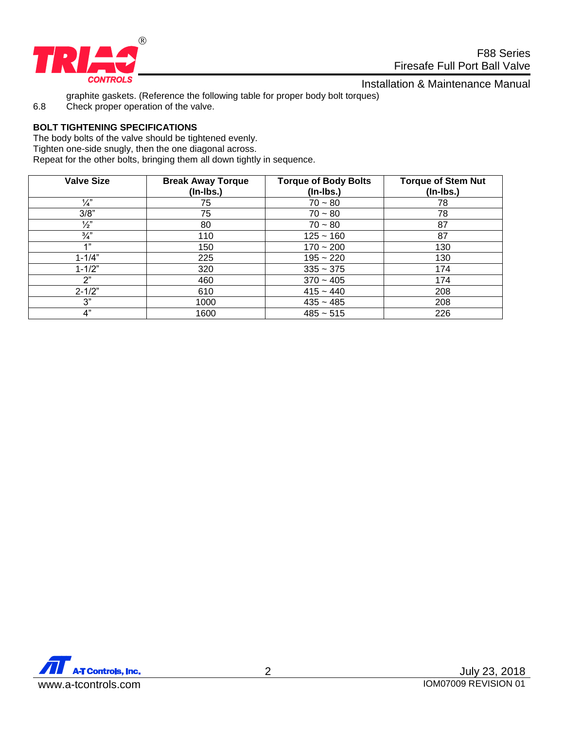graphite gaskets. (Reference the following table for proper body bolt torques)

6.8 Check proper operation of the valve.

**BOLT TIGHTENING SPECIFICATIONS**

The body bolts of the valve should be tightened evenly.
Tighten one-side snugly, then the one diagonal across.
Repeat for the other bolts, bringing them all down tightly in sequence.

| Valve Size | Break Away Torque (In-lbs.) | Torque of Body Bolts (In-lbs.) | Torque of Stem Nut (In-lbs.) |
|---|---|---|---|
| ¼" | 75 | 70 ~ 80 | 78 |
| 3/8" | 75 | 70 ~ 80 | 78 |
| ½" | 80 | 70 ~ 80 | 87 |
| ¾" | 110 | 125 ~ 160 | 87 |
| 1" | 150 | 170 ~ 200 | 130 |
| 1-1/4" | 225 | 195 ~ 220 | 130 |
| 1-1/2" | 320 | 335 ~ 375 | 174 |
| 2" | 460 | 370 ~ 405 | 174 |
| 2-1/2" | 610 | 415 ~ 440 | 208 |
| 3" | 1000 | 435 ~ 485 | 208 |
| 4" | 1600 | 485 ~ 515 | 226 |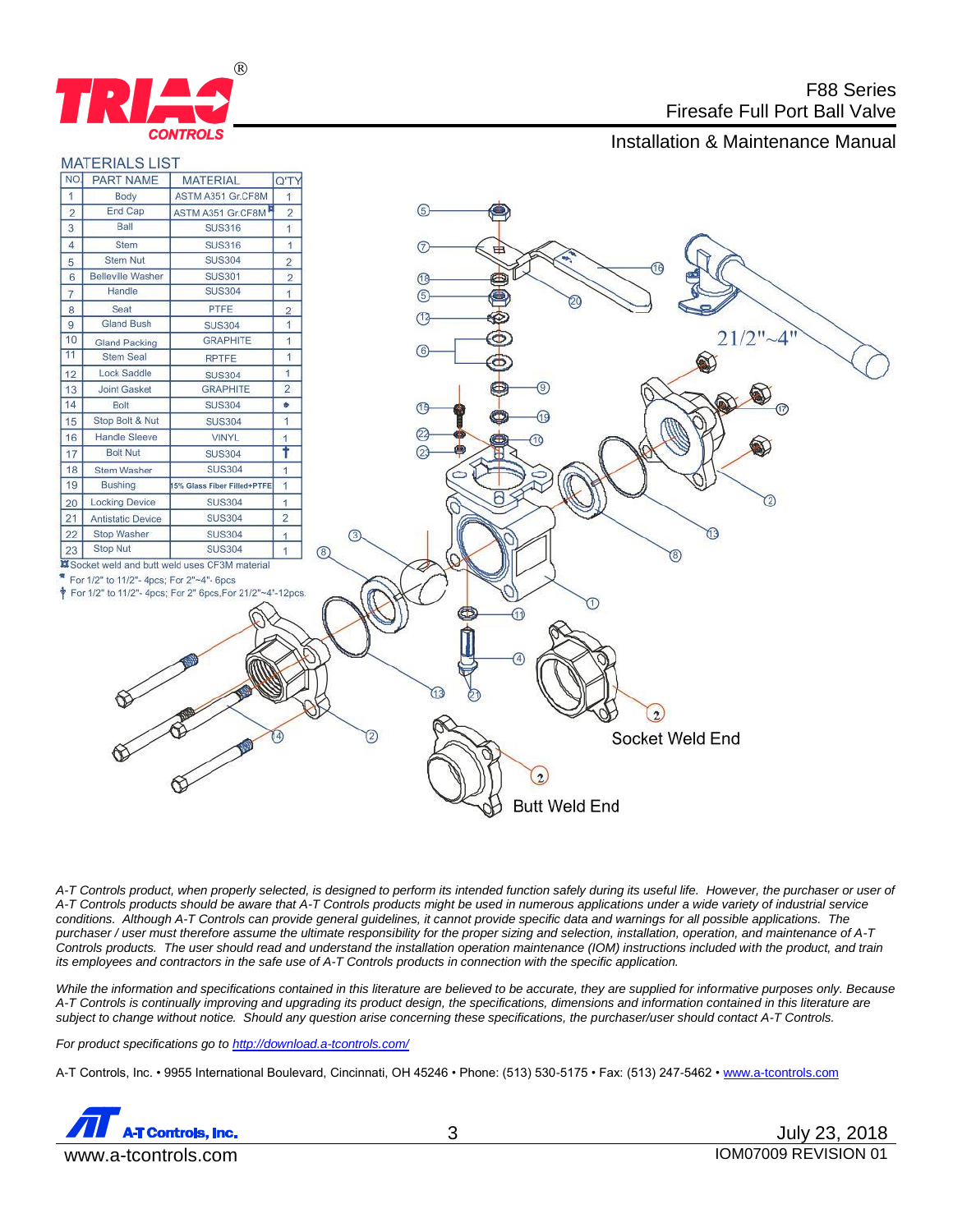# F88 Series
## Firesafe Full Port Ball Valve
### Installation & Maintenance Manual

## MATERIALS LIST

| NO. | PART NAME | MATERIAL | Q'TY |
|---|---|---|---|
| 1 | Body | ASTM A351 Gr.CF8M | 1 |
| 2 | End Cap | ASTM A351 Gr.CF8M ¤ | 2 |
| 3 | Ball | SUS316 | 1 |
| 4 | Stem | SUS316 | 1 |
| 5 | Stem Nut | SUS304 | 2 |
| 6 | Belleville Washer | SUS301 | 2 |
| 7 | Handle | SUS304 | 1 |
| 8 | Seat | PTFE | 2 |
| 9 | Gland Bush | SUS304 | 1 |
| 10 | Gland Packing | GRAPHITE | 1 |
| 11 | Stem Seal | RPTFE | 1 |
| 12 | Lock Saddle | SUS304 | 1 |
| 13 | Joint Gasket | GRAPHITE | 2 |
| 14 | Bolt | SUS304 | * |
| 15 | Stop Bolt & Nut | SUS304 | 1 |
| 16 | Handle Sleeve | VINYL | 1 |
| 17 | Bolt Nut | SUS304 | † |
| 18 | Stem Washer | SUS304 | 1 |
| 19 | Bushing | 15% Glass Fiber Filled+PTFE | 1 |
| 20 | Locking Device | SUS304 | 1 |
| 21 | Antistatic Device | SUS304 | 2 |
| 22 | Stop Washer | SUS304 | 1 |
| 23 | Stop Nut | SUS304 | 1 |

¤ Socket weld and butt weld uses CF3M material

\* For 1/2" to 11/2"- 4pcs; For 2"~4"- 6pcs

† For 1/2" to 11/2"- 4pcs; For 2" 6pcs,For 21/2"~4"-12pcs.

21/2"~4"

Socket Weld End

Butt Weld End

*A-T Controls product, when properly selected, is designed to perform its intended function safely during its useful life. However, the purchaser or user of A-T Controls products should be aware that A-T Controls products might be used in numerous applications under a wide variety of industrial service conditions. Although A-T Controls can provide general guidelines, it cannot provide specific data and warnings for all possible applications. The purchaser / user must therefore assume the ultimate responsibility for the proper sizing and selection, installation, operation, and maintenance of A-T Controls products. The user should read and understand the installation operation maintenance (IOM) instructions included with the product, and train its employees and contractors in the safe use of A-T Controls products in connection with the specific application.*

*While the information and specifications contained in this literature are believed to be accurate, they are supplied for informative purposes only. Because A-T Controls is continually improving and upgrading its product design, the specifications, dimensions and information contained in this literature are subject to change without notice. Should any question arise concerning these specifications, the purchaser/user should contact A-T Controls.*

*For product specifications go to http://download.a-tcontrols.com/*

A-T Controls, Inc. • 9955 International Boulevard, Cincinnati, OH 45246 • Phone: (513) 530-5175 • Fax: (513) 247-5462 • www.a-tcontrols.com

July 23, 2018

IOM07009 REVISION 01